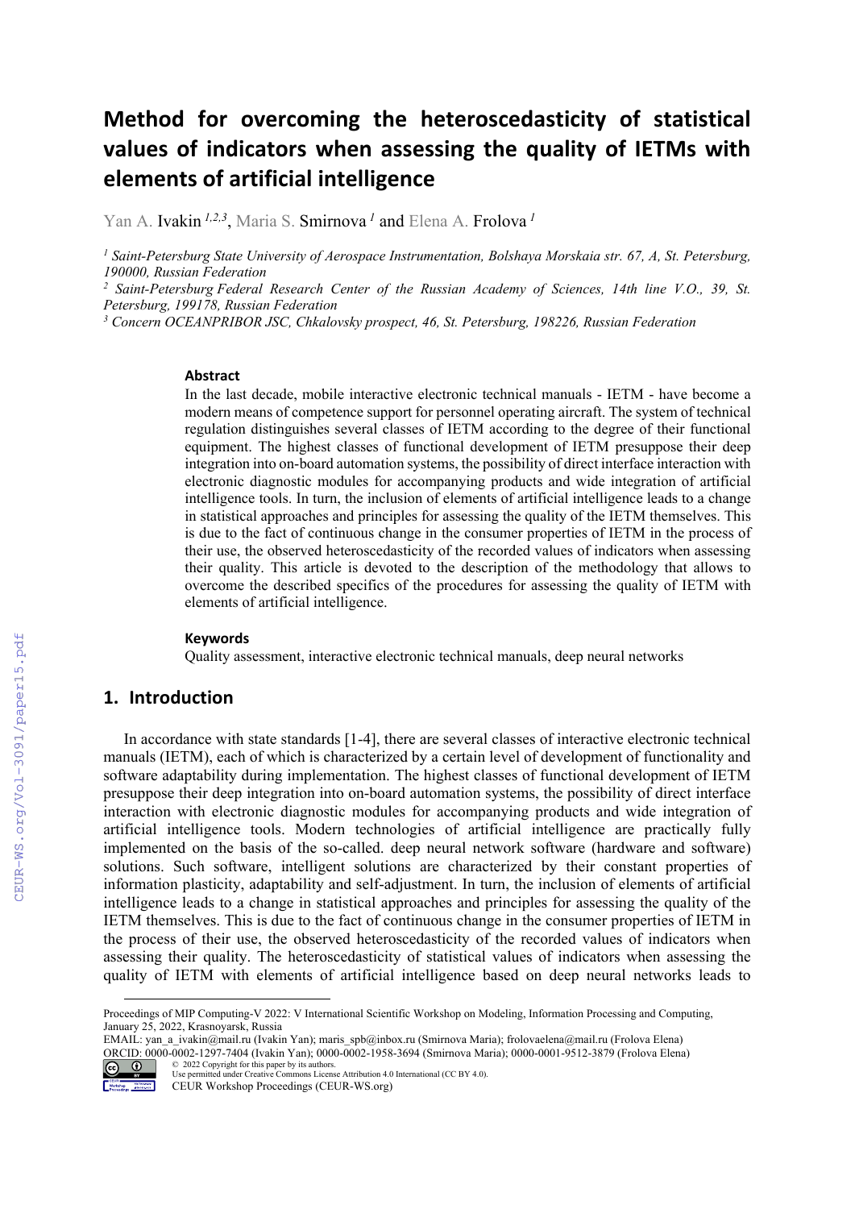# Method for overcoming the heteroscedasticity of statistical values of indicators when assessing the quality of IETMs with elements of artificial intelligence

Yan A. Ivakin [1,2,3], Maria S. Smirnova [1] and Elena A. Frolova [1]

[1] *Saint-Petersburg State University of Aerospace Instrumentation, Bolshaya Morskaia str. 67, A, St. Petersburg, 190000, Russian Federation*
[2] *Saint-Petersburg Federal Research Center of the Russian Academy of Sciences, 14th line V.O., 39, St. Petersburg, 199178, Russian Federation*
[3] *Concern OCEANPRIBOR JSC, Chkalovsky prospect, 46, St. Petersburg, 198226, Russian Federation*

### Abstract

In the last decade, mobile interactive electronic technical manuals - IETM - have become a modern means of competence support for personnel operating aircraft. The system of technical regulation distinguishes several classes of IETM according to the degree of their functional equipment. The highest classes of functional development of IETM presuppose their deep integration into on-board automation systems, the possibility of direct interface interaction with electronic diagnostic modules for accompanying products and wide integration of artificial intelligence tools. In turn, the inclusion of elements of artificial intelligence leads to a change in statistical approaches and principles for assessing the quality of the IETM themselves. This is due to the fact of continuous change in the consumer properties of IETM in the process of their use, the observed heteroscedasticity of the recorded values of indicators when assessing their quality. This article is devoted to the description of the methodology that allows to overcome the described specifics of the procedures for assessing the quality of IETM with elements of artificial intelligence.

### Keywords

Quality assessment, interactive electronic technical manuals, deep neural networks

## 1. Introduction

In accordance with state standards [1-4], there are several classes of interactive electronic technical manuals (IETM), each of which is characterized by a certain level of development of functionality and software adaptability during implementation. The highest classes of functional development of IETM presuppose their deep integration into on-board automation systems, the possibility of direct interface interaction with electronic diagnostic modules for accompanying products and wide integration of artificial intelligence tools. Modern technologies of artificial intelligence are practically fully implemented on the basis of the so-called. deep neural network software (hardware and software) solutions. Such software, intelligent solutions are characterized by their constant properties of information plasticity, adaptability and self-adjustment. In turn, the inclusion of elements of artificial intelligence leads to a change in statistical approaches and principles for assessing the quality of the IETM themselves. This is due to the fact of continuous change in the consumer properties of IETM in the process of their use, the observed heteroscedasticity of the recorded values of indicators when assessing their quality. The heteroscedasticity of statistical values of indicators when assessing the quality of IETM with elements of artificial intelligence based on deep neural networks leads to

---

Proceedings of MIP Computing-V 2022: V International Scientific Workshop on Modeling, Information Processing and Computing, January 25, 2022, Krasnoyarsk, Russia
EMAIL: yan_a_ivakin@mail.ru (Ivakin Yan); maris_spb@inbox.ru (Smirnova Maria); frolovaelena@mail.ru (Frolova Elena)
ORCID: 0000-0002-1297-7404 (Ivakin Yan); 0000-0002-1958-3694 (Smirnova Maria); 0000-0001-9512-3879 (Frolova Elena)
© 2022 Copyright for this paper by its authors.
Use permitted under Creative Commons License Attribution 4.0 International (CC BY 4.0).
CEUR Workshop Proceedings (CEUR-WS.org)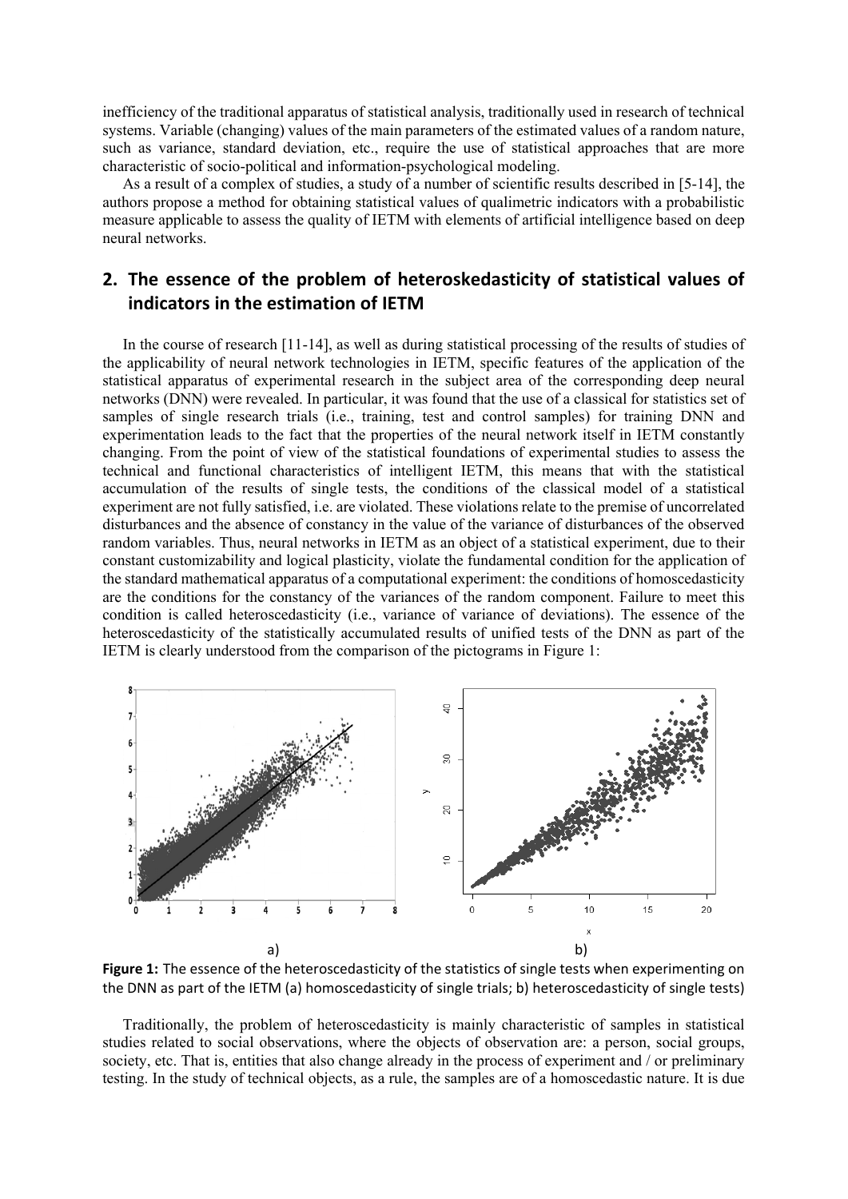inefficiency of the traditional apparatus of statistical analysis, traditionally used in research of technical systems. Variable (changing) values of the main parameters of the estimated values of a random nature, such as variance, standard deviation, etc., require the use of statistical approaches that are more characteristic of socio-political and information-psychological modeling.

As a result of a complex of studies, a study of a number of scientific results described in [5-14], the authors propose a method for obtaining statistical values of qualimetric indicators with a probabilistic measure applicable to assess the quality of IETM with elements of artificial intelligence based on deep neural networks.

## 2. The essence of the problem of heteroskedasticity of statistical values of indicators in the estimation of IETM

In the course of research [11-14], as well as during statistical processing of the results of studies of the applicability of neural network technologies in IETM, specific features of the application of the statistical apparatus of experimental research in the subject area of the corresponding deep neural networks (DNN) were revealed. In particular, it was found that the use of a classical for statistics set of samples of single research trials (i.e., training, test and control samples) for training DNN and experimentation leads to the fact that the properties of the neural network itself in IETM constantly changing. From the point of view of the statistical foundations of experimental studies to assess the technical and functional characteristics of intelligent IETM, this means that with the statistical accumulation of the results of single tests, the conditions of the classical model of a statistical experiment are not fully satisfied, i.e. are violated. These violations relate to the premise of uncorrelated disturbances and the absence of constancy in the value of the variance of disturbances of the observed random variables. Thus, neural networks in IETM as an object of a statistical experiment, due to their constant customizability and logical plasticity, violate the fundamental condition for the application of the standard mathematical apparatus of a computational experiment: the conditions of homoscedasticity are the conditions for the constancy of the variances of the random component. Failure to meet this condition is called heteroscedasticity (i.e., variance of variance of deviations). The essence of the heteroscedasticity of the statistically accumulated results of unified tests of the DNN as part of the IETM is clearly understood from the comparison of the pictograms in Figure 1:

a) b)

**Figure 1:** The essence of the heteroscedasticity of the statistics of single tests when experimenting on the DNN as part of the IETM (a) homoscedasticity of single trials; b) heteroscedasticity of single tests)

Traditionally, the problem of heteroscedasticity is mainly characteristic of samples in statistical studies related to social observations, where the objects of observation are: a person, social groups, society, etc. That is, entities that also change already in the process of experiment and / or preliminary testing. In the study of technical objects, as a rule, the samples are of a homoscedastic nature. It is due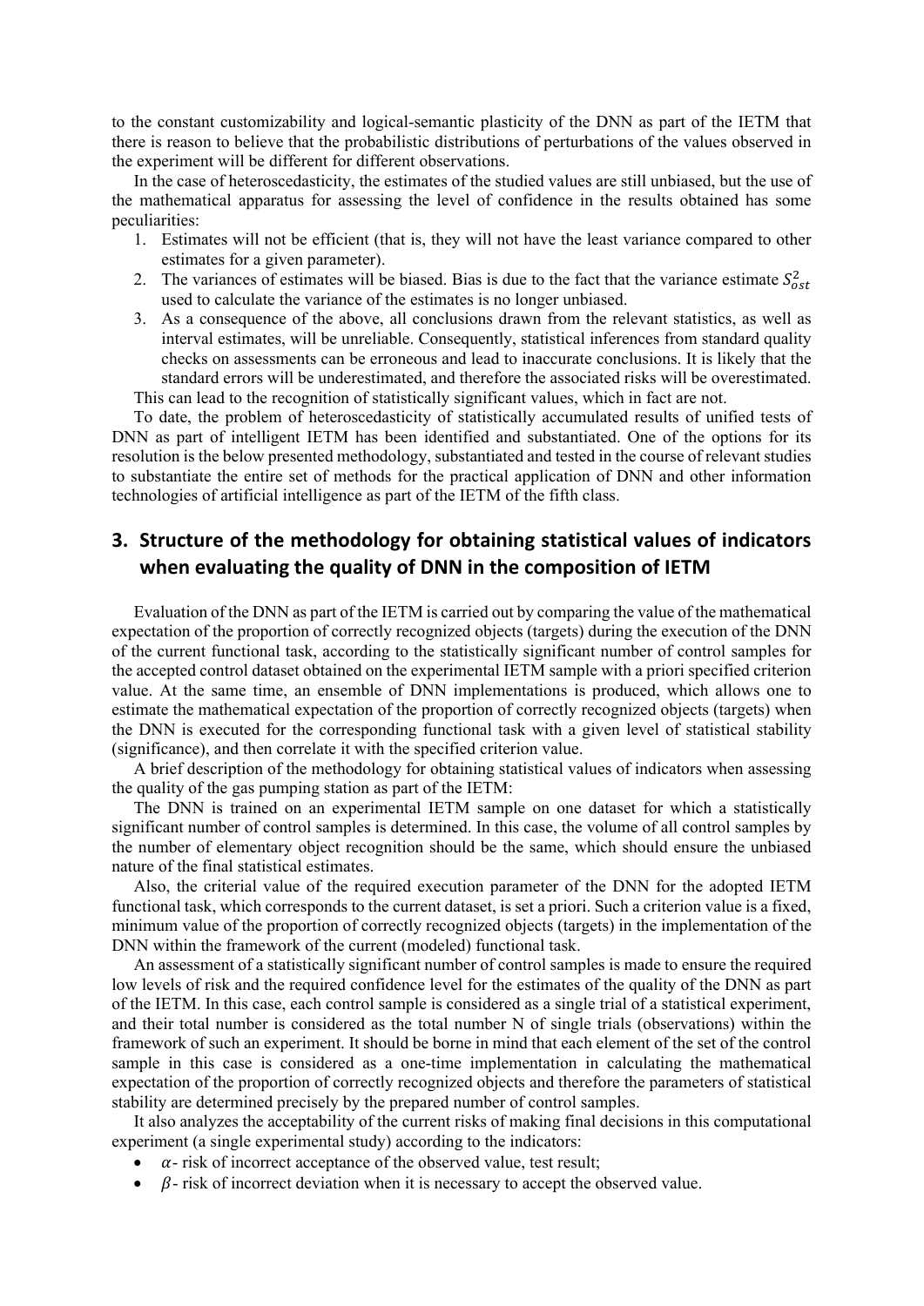to the constant customizability and logical-semantic plasticity of the DNN as part of the IETM that there is reason to believe that the probabilistic distributions of perturbations of the values observed in the experiment will be different for different observations.

In the case of heteroscedasticity, the estimates of the studied values are still unbiased, but the use of the mathematical apparatus for assessing the level of confidence in the results obtained has some peculiarities:

1. Estimates will not be efficient (that is, they will not have the least variance compared to other estimates for a given parameter).
2. The variances of estimates will be biased. Bias is due to the fact that the variance estimate $S_{ost}^2$ used to calculate the variance of the estimates is no longer unbiased.
3. As a consequence of the above, all conclusions drawn from the relevant statistics, as well as interval estimates, will be unreliable. Consequently, statistical inferences from standard quality checks on assessments can be erroneous and lead to inaccurate conclusions. It is likely that the standard errors will be underestimated, and therefore the associated risks will be overestimated.

This can lead to the recognition of statistically significant values, which in fact are not.

To date, the problem of heteroscedasticity of statistically accumulated results of unified tests of DNN as part of intelligent IETM has been identified and substantiated. One of the options for its resolution is the below presented methodology, substantiated and tested in the course of relevant studies to substantiate the entire set of methods for the practical application of DNN and other information technologies of artificial intelligence as part of the IETM of the fifth class.

## 3. Structure of the methodology for obtaining statistical values of indicators when evaluating the quality of DNN in the composition of IETM

Evaluation of the DNN as part of the IETM is carried out by comparing the value of the mathematical expectation of the proportion of correctly recognized objects (targets) during the execution of the DNN of the current functional task, according to the statistically significant number of control samples for the accepted control dataset obtained on the experimental IETM sample with a priori specified criterion value. At the same time, an ensemble of DNN implementations is produced, which allows one to estimate the mathematical expectation of the proportion of correctly recognized objects (targets) when the DNN is executed for the corresponding functional task with a given level of statistical stability (significance), and then correlate it with the specified criterion value.

A brief description of the methodology for obtaining statistical values of indicators when assessing the quality of the gas pumping station as part of the IETM:

The DNN is trained on an experimental IETM sample on one dataset for which a statistically significant number of control samples is determined. In this case, the volume of all control samples by the number of elementary object recognition should be the same, which should ensure the unbiased nature of the final statistical estimates.

Also, the criterial value of the required execution parameter of the DNN for the adopted IETM functional task, which corresponds to the current dataset, is set a priori. Such a criterion value is a fixed, minimum value of the proportion of correctly recognized objects (targets) in the implementation of the DNN within the framework of the current (modeled) functional task.

An assessment of a statistically significant number of control samples is made to ensure the required low levels of risk and the required confidence level for the estimates of the quality of the DNN as part of the IETM. In this case, each control sample is considered as a single trial of a statistical experiment, and their total number is considered as the total number N of single trials (observations) within the framework of such an experiment. It should be borne in mind that each element of the set of the control sample in this case is considered as a one-time implementation in calculating the mathematical expectation of the proportion of correctly recognized objects and therefore the parameters of statistical stability are determined precisely by the prepared number of control samples.

It also analyzes the acceptability of the current risks of making final decisions in this computational experiment (a single experimental study) according to the indicators:

- $\alpha$- risk of incorrect acceptance of the observed value, test result;
- $\beta$- risk of incorrect deviation when it is necessary to accept the observed value.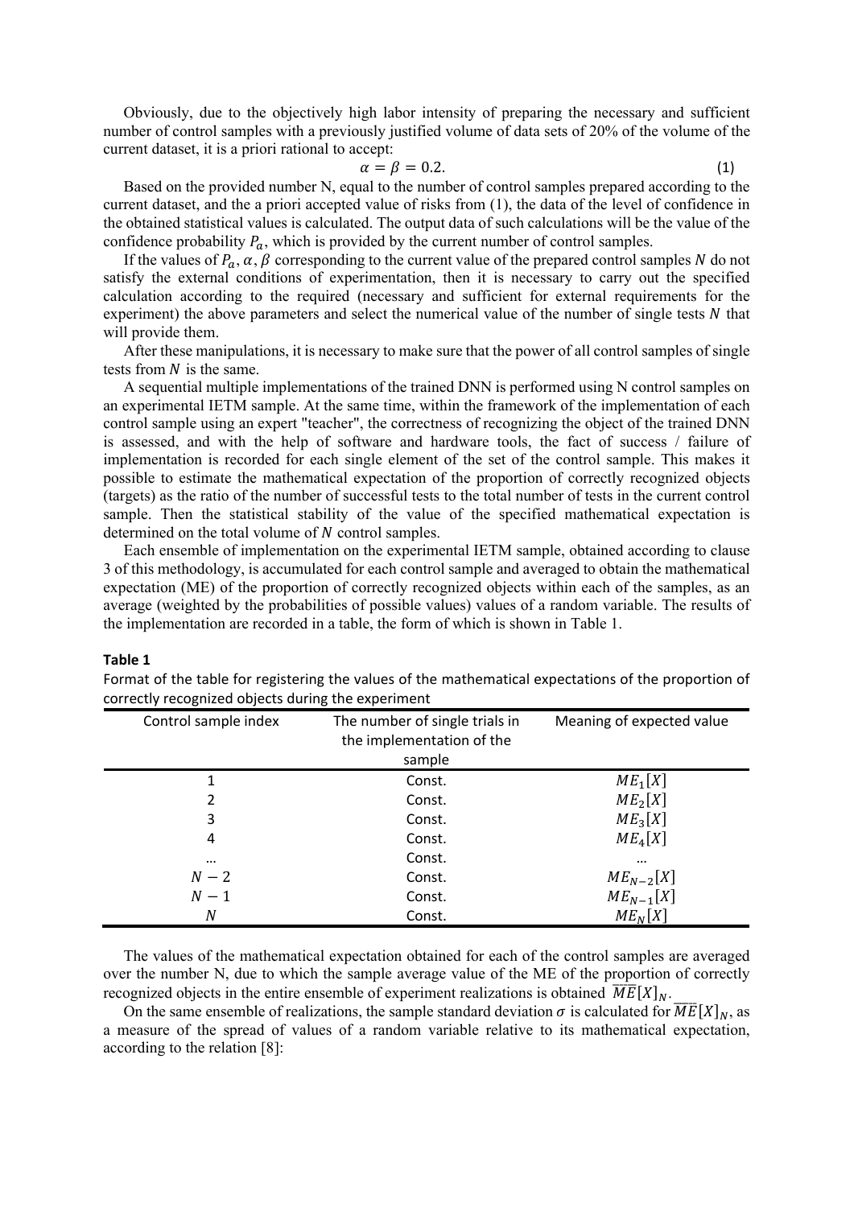Obviously, due to the objectively high labor intensity of preparing the necessary and sufficient number of control samples with a previously justified volume of data sets of 20% of the volume of the current dataset, it is a priori rational to accept:

$$\alpha = \beta = 0.2. \tag{1}$$

Based on the provided number N, equal to the number of control samples prepared according to the current dataset, and the a priori accepted value of risks from (1), the data of the level of confidence in the obtained statistical values is calculated. The output data of such calculations will be the value of the confidence probability $P_a$, which is provided by the current number of control samples.

If the values of $P_a, \alpha, \beta$ corresponding to the current value of the prepared control samples $N$ do not satisfy the external conditions of experimentation, then it is necessary to carry out the specified calculation according to the required (necessary and sufficient for external requirements for the experiment) the above parameters and select the numerical value of the number of single tests $N$ that will provide them.

After these manipulations, it is necessary to make sure that the power of all control samples of single tests from $N$ is the same.

A sequential multiple implementations of the trained DNN is performed using N control samples on an experimental IETM sample. At the same time, within the framework of the implementation of each control sample using an expert "teacher", the correctness of recognizing the object of the trained DNN is assessed, and with the help of software and hardware tools, the fact of success / failure of implementation is recorded for each single element of the set of the control sample. This makes it possible to estimate the mathematical expectation of the proportion of correctly recognized objects (targets) as the ratio of the number of successful tests to the total number of tests in the current control sample. Then the statistical stability of the value of the specified mathematical expectation is determined on the total volume of $N$ control samples.

Each ensemble of implementation on the experimental IETM sample, obtained according to clause 3 of this methodology, is accumulated for each control sample and averaged to obtain the mathematical expectation (ME) of the proportion of correctly recognized objects within each of the samples, as an average (weighted by the probabilities of possible values) values of a random variable. The results of the implementation are recorded in a table, the form of which is shown in Table 1.

**Table 1**

Format of the table for registering the values of the mathematical expectations of the proportion of correctly recognized objects during the experiment

| Control sample index | The number of single trials in the implementation of the sample | Meaning of expected value |
|---|---|---|
| 1 | Const. | $ME_1[X]$ |
| 2 | Const. | $ME_2[X]$ |
| 3 | Const. | $ME_3[X]$ |
| 4 | Const. | $ME_4[X]$ |
| … | Const. | … |
| $N-2$ | Const. | $ME_{N-2}[X]$ |
| $N-1$ | Const. | $ME_{N-1}[X]$ |
| $N$ | Const. | $ME_N[X]$ |

The values of the mathematical expectation obtained for each of the control samples are averaged over the number N, due to which the sample average value of the ME of the proportion of correctly recognized objects in the entire ensemble of experiment realizations is obtained $\overline{ME}[X]_N$.

On the same ensemble of realizations, the sample standard deviation $\sigma$ is calculated for $\overline{ME}[X]_N$, as a measure of the spread of values of a random variable relative to its mathematical expectation, according to the relation [8]: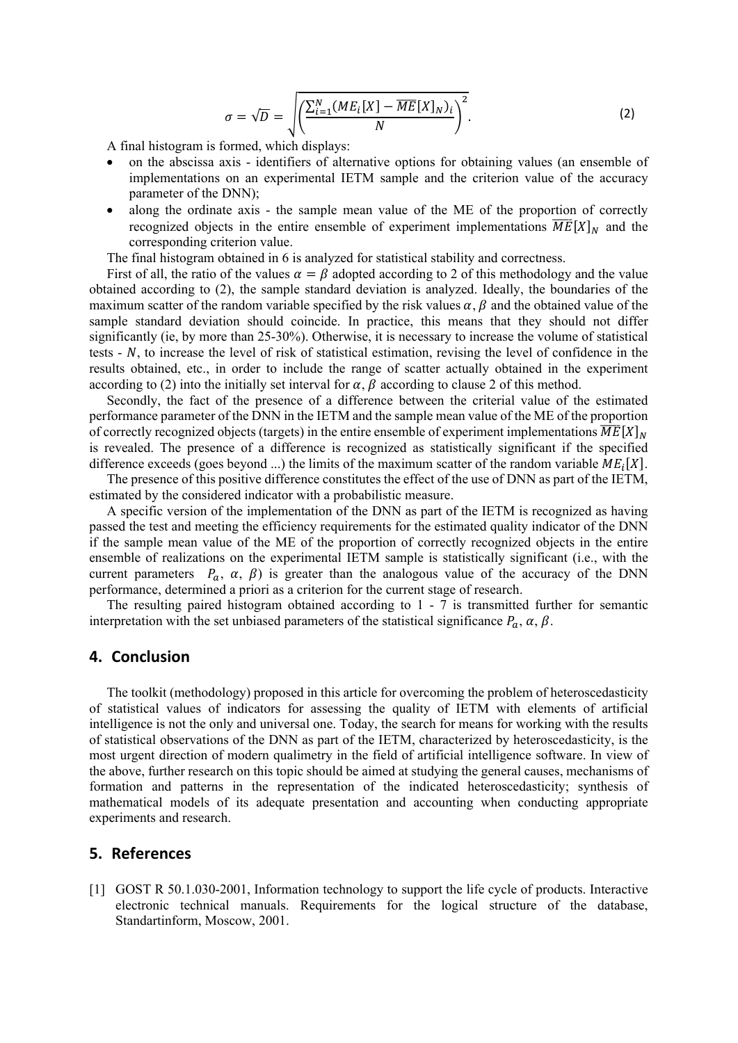$$\sigma = \sqrt{D} = \sqrt{\left(\frac{\sum_{i=1}^{N}(ME_i[X] - \overline{ME}[X]_N)_i}{N}\right)^2}. \tag{2}$$

A final histogram is formed, which displays:

- on the abscissa axis - identifiers of alternative options for obtaining values (an ensemble of implementations on an experimental IETM sample and the criterion value of the accuracy parameter of the DNN);
- along the ordinate axis - the sample mean value of the ME of the proportion of correctly recognized objects in the entire ensemble of experiment implementations $\overline{ME}[X]_N$ and the corresponding criterion value.

The final histogram obtained in 6 is analyzed for statistical stability and correctness.

First of all, the ratio of the values $\alpha = \beta$ adopted according to 2 of this methodology and the value obtained according to (2), the sample standard deviation is analyzed. Ideally, the boundaries of the maximum scatter of the random variable specified by the risk values $\alpha, \beta$ and the obtained value of the sample standard deviation should coincide. In practice, this means that they should not differ significantly (ie, by more than 25-30%). Otherwise, it is necessary to increase the volume of statistical tests - $N$, to increase the level of risk of statistical estimation, revising the level of confidence in the results obtained, etc., in order to include the range of scatter actually obtained in the experiment according to (2) into the initially set interval for $\alpha, \beta$ according to clause 2 of this method.

Secondly, the fact of the presence of a difference between the criterial value of the estimated performance parameter of the DNN in the IETM and the sample mean value of the ME of the proportion of correctly recognized objects (targets) in the entire ensemble of experiment implementations $\overline{ME}[X]_N$ is revealed. The presence of a difference is recognized as statistically significant if the specified difference exceeds (goes beyond ...) the limits of the maximum scatter of the random variable $ME_i[X]$.

The presence of this positive difference constitutes the effect of the use of DNN as part of the IETM, estimated by the considered indicator with a probabilistic measure.

A specific version of the implementation of the DNN as part of the IETM is recognized as having passed the test and meeting the efficiency requirements for the estimated quality indicator of the DNN if the sample mean value of the ME of the proportion of correctly recognized objects in the entire ensemble of realizations on the experimental IETM sample is statistically significant (i.e., with the current parameters $P_a$, $\alpha$, $\beta$) is greater than the analogous value of the accuracy of the DNN performance, determined a priori as a criterion for the current stage of research.

The resulting paired histogram obtained according to 1 - 7 is transmitted further for semantic interpretation with the set unbiased parameters of the statistical significance $P_a, \alpha, \beta$.

## 4. Conclusion

The toolkit (methodology) proposed in this article for overcoming the problem of heteroscedasticity of statistical values of indicators for assessing the quality of IETM with elements of artificial intelligence is not the only and universal one. Today, the search for means for working with the results of statistical observations of the DNN as part of the IETM, characterized by heteroscedasticity, is the most urgent direction of modern qualimetry in the field of artificial intelligence software. In view of the above, further research on this topic should be aimed at studying the general causes, mechanisms of formation and patterns in the representation of the indicated heteroscedasticity; synthesis of mathematical models of its adequate presentation and accounting when conducting appropriate experiments and research.

## 5. References

[1] GOST R 50.1.030-2001, Information technology to support the life cycle of products. Interactive electronic technical manuals. Requirements for the logical structure of the database, Standartinform, Moscow, 2001.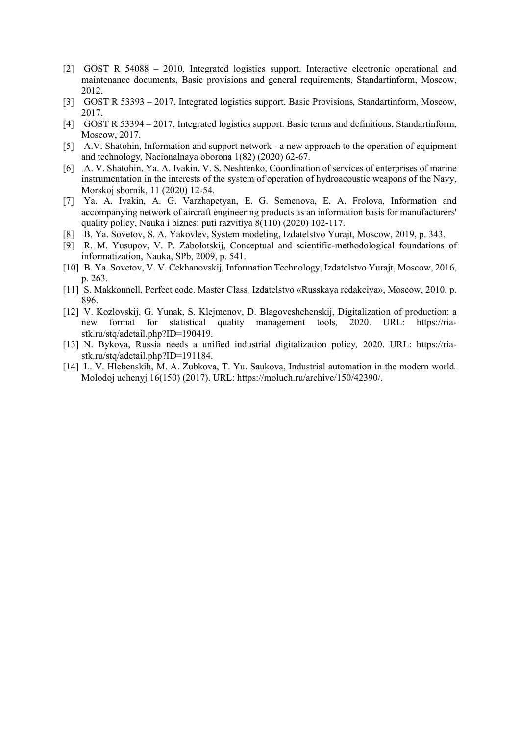[2] GOST R 54088 – 2010, Integrated logistics support. Interactive electronic operational and maintenance documents, Basic provisions and general requirements, Standartinform, Moscow, 2012.

[3] GOST R 53393 – 2017, Integrated logistics support. Basic Provisions, Standartinform, Moscow, 2017.

[4] GOST R 53394 – 2017, Integrated logistics support. Basic terms and definitions, Standartinform, Moscow, 2017.

[5] A.V. Shatohin, Information and support network - a new approach to the operation of equipment and technology, Nacionalnaya oborona 1(82) (2020) 62-67.

[6] A. V. Shatohin, Ya. A. Ivakin, V. S. Neshtenko, Coordination of services of enterprises of marine instrumentation in the interests of the system of operation of hydroacoustic weapons of the Navy, Morskoj sbornik, 11 (2020) 12-54.

[7] Ya. A. Ivakin, A. G. Varzhapetyan, E. G. Semenova, E. A. Frolova, Information and accompanying network of aircraft engineering products as an information basis for manufacturers' quality policy, Nauka i biznes: puti razvitiya 8(110) (2020) 102-117.

[8] B. Ya. Sovetov, S. A. Yakovlev, System modeling, Izdatelstvo Yurajt, Moscow, 2019, p. 343.

[9] R. M. Yusupov, V. P. Zabolotskij, Conceptual and scientific-methodological foundations of informatization, Nauka, SPb, 2009, p. 541.

[10] B. Ya. Sovetov, V. V. Cekhanovskij, Information Technology, Izdatelstvo Yurajt, Moscow, 2016, p. 263.

[11] S. Makkonnell, Perfect code. Master Class, Izdatelstvo «Russkaya redakciya», Moscow, 2010, p. 896.

[12] V. Kozlovskij, G. Yunak, S. Klejmenov, D. Blagoveshchenskij, Digitalization of production: a new format for statistical quality management tools, 2020. URL: https://ria-stk.ru/stq/adetail.php?ID=190419.

[13] N. Bykova, Russia needs a unified industrial digitalization policy, 2020. URL: https://ria-stk.ru/stq/adetail.php?ID=191184.

[14] L. V. Hlebenskih, M. A. Zubkova, T. Yu. Saukova, Industrial automation in the modern world. Molodoj uchenyj 16(150) (2017). URL: https://moluch.ru/archive/150/42390/.